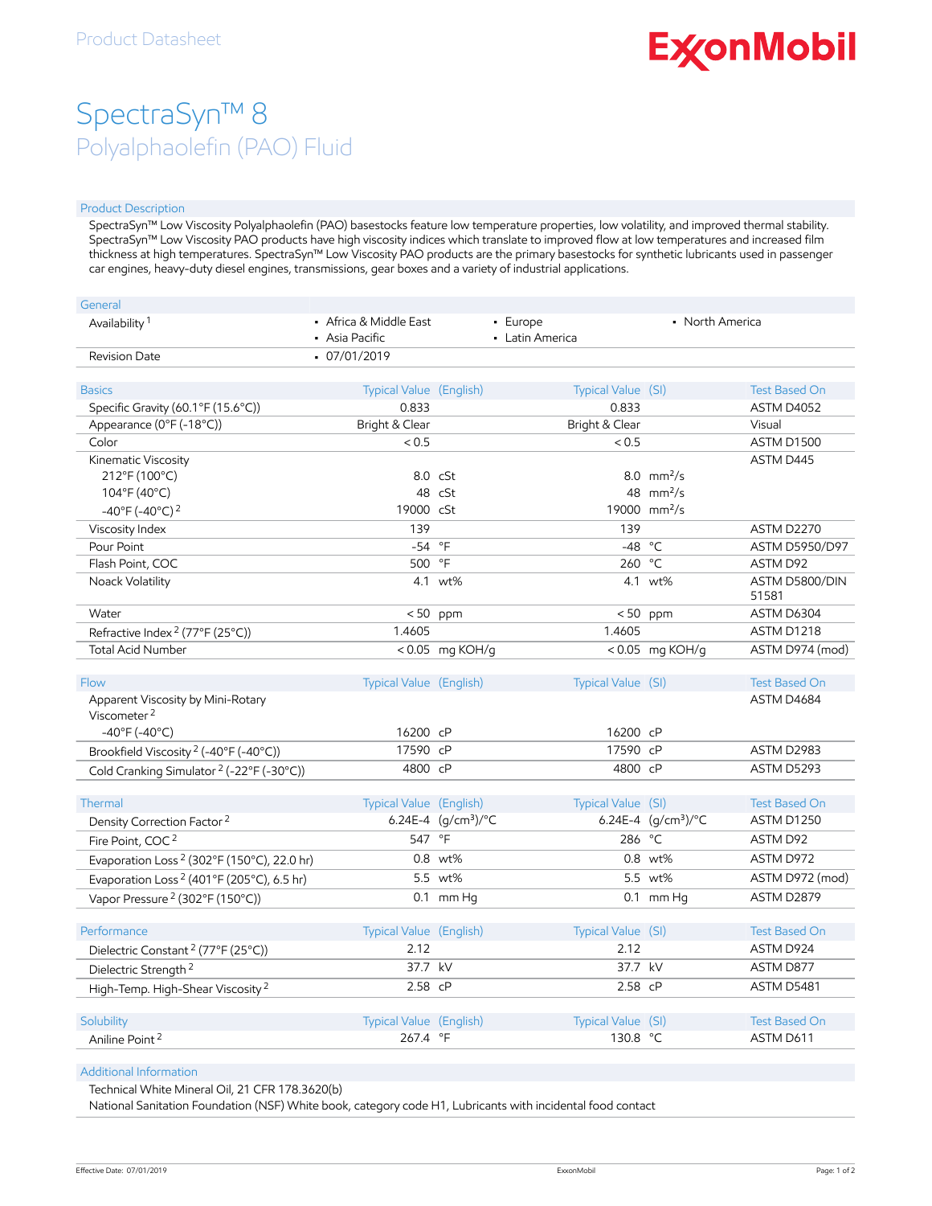Product Datasheet

# SpectraSyn™ 8

## Polyalphaolefin (PAO) Fluid

### Product Description

SpectraSyn™ Low Viscosity Polyalphaolefin (PAO) basestocks feature low temperature properties, low volatility, and improved thermal stability. SpectraSyn™ Low Viscosity PAO products have high viscosity indices which translate to improved flow at low temperatures and increased film thickness at high temperatures. SpectraSyn™ Low Viscosity PAO products are the primary basestocks for synthetic lubricants used in passenger car engines, heavy-duty diesel engines, transmissions, gear boxes and a variety of industrial applications.

| General | | | |
|---|---|---|---|
| Availability [1] | • Africa & Middle East<br>• Asia Pacific | • Europe<br>• Latin America | • North America |
| Revision Date | • 07/01/2019 | | |

| Basics | Typical Value | (English) | Typical Value | (SI) | Test Based On |
|---|---|---|---|---|---|
| Specific Gravity (60.1°F (15.6°C)) | 0.833 | | 0.833 | | ASTM D4052 |
| Appearance (0°F (-18°C)) | Bright & Clear | | Bright & Clear | | Visual |
| Color | < 0.5 | | < 0.5 | | ASTM D1500 |
| Kinematic Viscosity | | | | | ASTM D445 |
| 212°F (100°C) | 8.0 | cSt | 8.0 | $mm^2/s$ | |
| 104°F (40°C) | 48 | cSt | 48 | $mm^2/s$ | |
| -40°F (-40°C) [2] | 19000 | cSt | 19000 | $mm^2/s$ | |
| Viscosity Index | 139 | | 139 | | ASTM D2270 |
| Pour Point | -54 | °F | -48 | °C | ASTM D5950/D97 |
| Flash Point, COC | 500 | °F | 260 | °C | ASTM D92 |
| Noack Volatility | 4.1 | wt% | 4.1 | wt% | ASTM D5800/DIN 51581 |
| Water | < 50 | ppm | < 50 | ppm | ASTM D6304 |
| Refractive Index [2] (77°F (25°C)) | 1.4605 | | 1.4605 | | ASTM D1218 |
| Total Acid Number | < 0.05 | mg KOH/g | < 0.05 | mg KOH/g | ASTM D974 (mod) |

| Flow | Typical Value | (English) | Typical Value | (SI) | Test Based On |
|---|---|---|---|---|---|
| Apparent Viscosity by Mini-Rotary Viscometer [2] | | | | | ASTM D4684 |
| -40°F (-40°C) | 16200 | cP | 16200 | cP | |
| Brookfield Viscosity [2] (-40°F (-40°C)) | 17590 | cP | 17590 | cP | ASTM D2983 |
| Cold Cranking Simulator [2] (-22°F (-30°C)) | 4800 | cP | 4800 | cP | ASTM D5293 |

| Thermal | Typical Value | (English) | Typical Value | (SI) | Test Based On |
|---|---|---|---|---|---|
| Density Correction Factor [2] | 6.24E-4 | $(g/cm^3)/°C$ | 6.24E-4 | $(g/cm^3)/°C$ | ASTM D1250 |
| Fire Point, COC [2] | 547 | °F | 286 | °C | ASTM D92 |
| Evaporation Loss [2] (302°F (150°C), 22.0 hr) | 0.8 | wt% | 0.8 | wt% | ASTM D972 |
| Evaporation Loss [2] (401°F (205°C), 6.5 hr) | 5.5 | wt% | 5.5 | wt% | ASTM D972 (mod) |
| Vapor Pressure [2] (302°F (150°C)) | 0.1 | mm Hg | 0.1 | mm Hg | ASTM D2879 |

| Performance | Typical Value | (English) | Typical Value | (SI) | Test Based On |
|---|---|---|---|---|---|
| Dielectric Constant [2] (77°F (25°C)) | 2.12 | | 2.12 | | ASTM D924 |
| Dielectric Strength [2] | 37.7 | kV | 37.7 | kV | ASTM D877 |
| High-Temp. High-Shear Viscosity [2] | 2.58 | cP | 2.58 | cP | ASTM D5481 |

| Solubility | Typical Value | (English) | Typical Value | (SI) | Test Based On |
|---|---|---|---|---|---|
| Aniline Point [2] | 267.4 | °F | 130.8 | °C | ASTM D611 |

### Additional Information

Technical White Mineral Oil, 21 CFR 178.3620(b)

National Sanitation Foundation (NSF) White book, category code H1, Lubricants with incidental food contact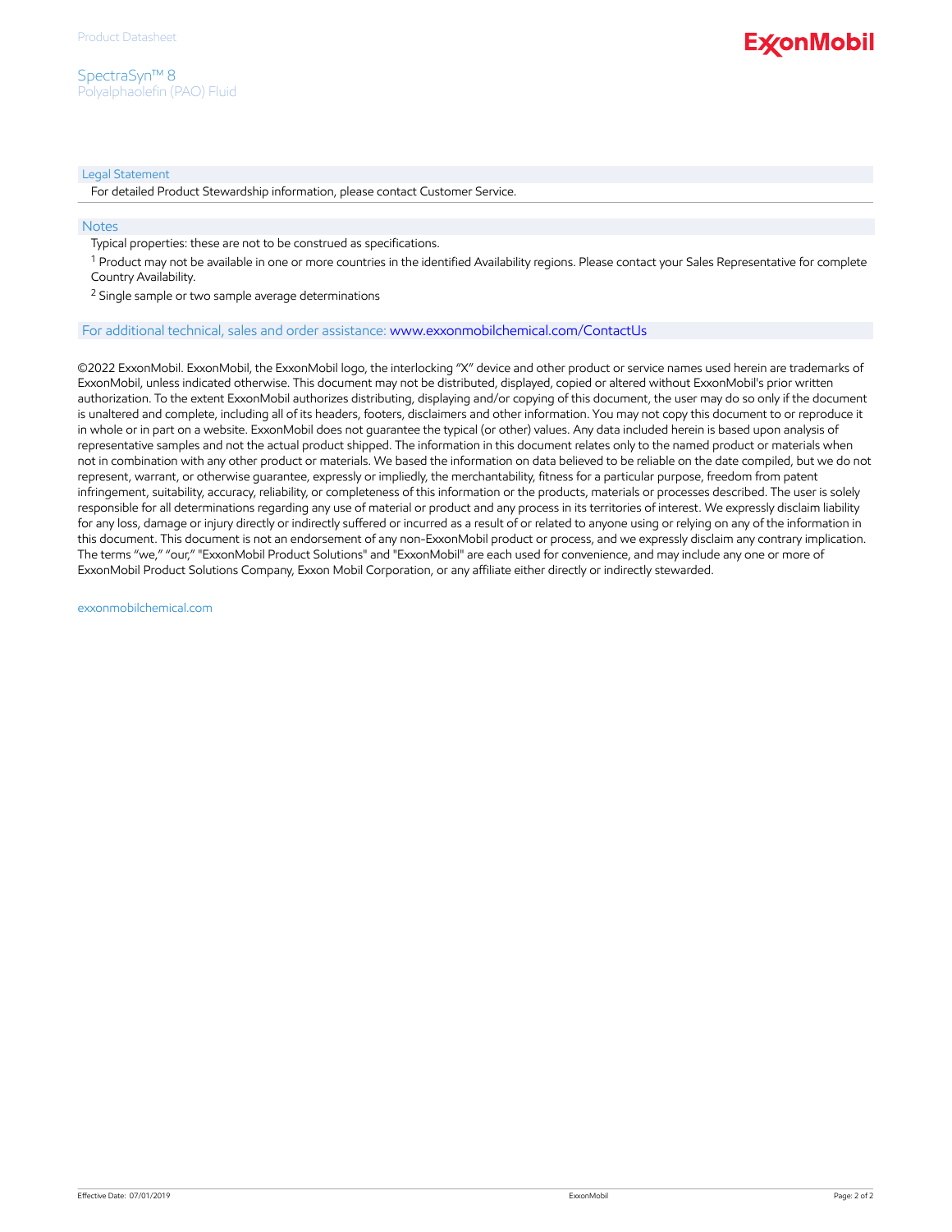## Legal Statement

For detailed Product Stewardship information, please contact Customer Service.

## Notes

Typical properties: these are not to be construed as specifications.

[1] Product may not be available in one or more countries in the identified Availability regions. Please contact your Sales Representative for complete Country Availability.

[2] Single sample or two sample average determinations

For additional technical, sales and order assistance: www.exxonmobilchemical.com/ContactUs

©2022 ExxonMobil. ExxonMobil, the ExxonMobil logo, the interlocking "X" device and other product or service names used herein are trademarks of ExxonMobil, unless indicated otherwise. This document may not be distributed, displayed, copied or altered without ExxonMobil's prior written authorization. To the extent ExxonMobil authorizes distributing, displaying and/or copying of this document, the user may do so only if the document is unaltered and complete, including all of its headers, footers, disclaimers and other information. You may not copy this document to or reproduce it in whole or in part on a website. ExxonMobil does not guarantee the typical (or other) values. Any data included herein is based upon analysis of representative samples and not the actual product shipped. The information in this document relates only to the named product or materials when not in combination with any other product or materials. We based the information on data believed to be reliable on the date compiled, but we do not represent, warrant, or otherwise guarantee, expressly or impliedly, the merchantability, fitness for a particular purpose, freedom from patent infringement, suitability, accuracy, reliability, or completeness of this information or the products, materials or processes described. The user is solely responsible for all determinations regarding any use of material or product and any process in its territories of interest. We expressly disclaim liability for any loss, damage or injury directly or indirectly suffered or incurred as a result of or related to anyone using or relying on any of the information in this document. This document is not an endorsement of any non-ExxonMobil product or process, and we expressly disclaim any contrary implication. The terms "we," "our," "ExxonMobil Product Solutions" and "ExxonMobil" are each used for convenience, and may include any one or more of ExxonMobil Product Solutions Company, Exxon Mobil Corporation, or any affiliate either directly or indirectly stewarded.

exxonmobilchemical.com